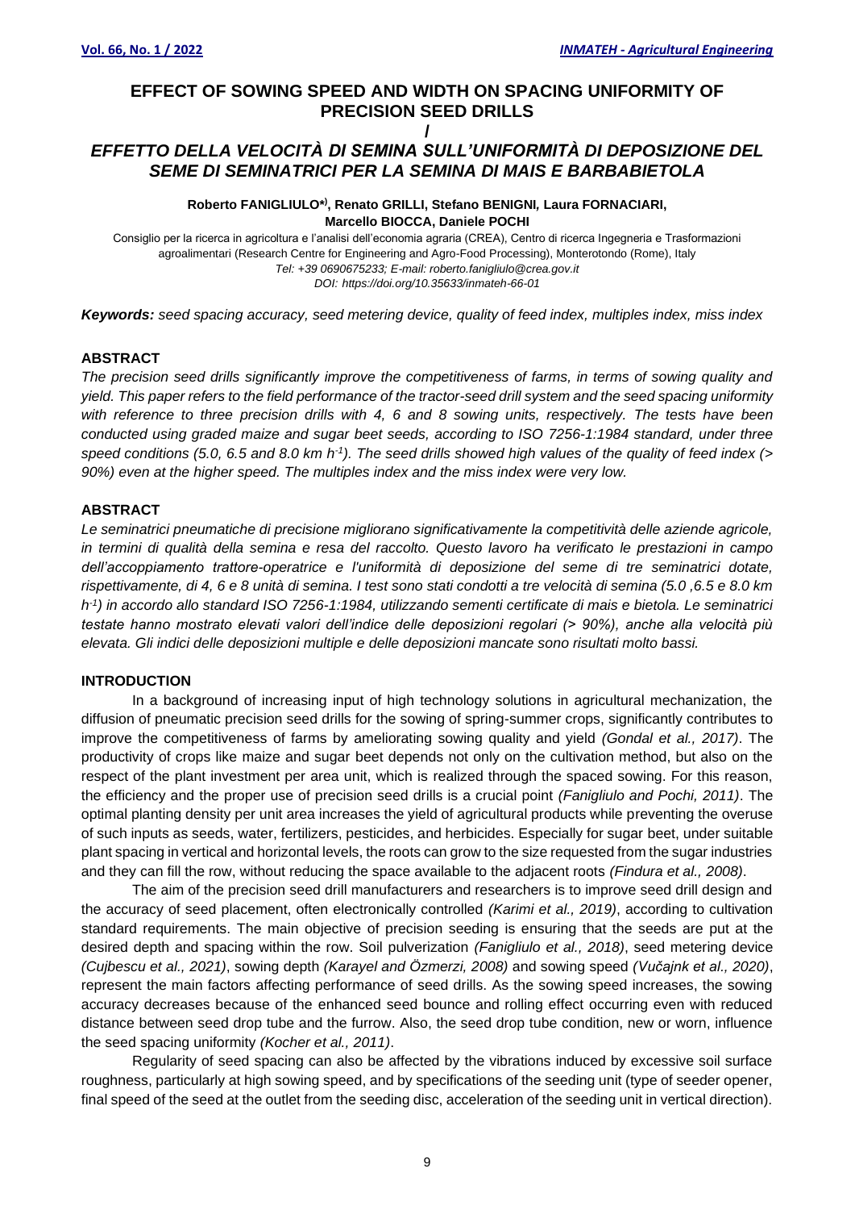# EFFECT OF SOWING SPEED AND WIDTH ON SPACING UNIFORMITY OF PRECISION SEED DRILLS

/

## *EFFETTO DELLA VELOCITÀ DI SEMINA SULL'UNIFORMITÀ DI DEPOSIZIONE DEL SEME DI SEMINATRICI PER LA SEMINA DI MAIS E BARBABIETOLA*

**Roberto FANIGLIULO*), Renato GRILLI, Stefano BENIGNI, Laura FORNACIARI, Marcello BIOCCA, Daniele POCHI**

Consiglio per la ricerca in agricoltura e l'analisi dell'economia agraria (CREA), Centro di ricerca Ingegneria e Trasformazioni agroalimentari (Research Centre for Engineering and Agro-Food Processing), Monterotondo (Rome), Italy
*Tel: +39 0690675233; E-mail: roberto.fanigliulo@crea.gov.it*
*DOI: https://doi.org/10.35633/inmateh-66-01*

***Keywords:** seed spacing accuracy, seed metering device, quality of feed index, multiples index, miss index*

### ABSTRACT

*The precision seed drills significantly improve the competitiveness of farms, in terms of sowing quality and yield. This paper refers to the field performance of the tractor-seed drill system and the seed spacing uniformity with reference to three precision drills with 4, 6 and 8 sowing units, respectively. The tests have been conducted using graded maize and sugar beet seeds, according to ISO 7256-1:1984 standard, under three speed conditions (5.0, 6.5 and 8.0 km $h^{-1}$). The seed drills showed high values of the quality of feed index (> 90%) even at the higher speed. The multiples index and the miss index were very low.*

### ABSTRACT

*Le seminatrici pneumatiche di precisione migliorano significativamente la competitività delle aziende agricole, in termini di qualità della semina e resa del raccolto. Questo lavoro ha verificato le prestazioni in campo dell'accoppiamento trattore-operatrice e l'uniformità di deposizione del seme di tre seminatrici dotate, rispettivamente, di 4, 6 e 8 unità di semina. I test sono stati condotti a tre velocità di semina (5.0 ,6.5 e 8.0 km $h^{-1}$) in accordo allo standard ISO 7256-1:1984, utilizzando sementi certificate di mais e bietola. Le seminatrici testate hanno mostrato elevati valori dell'indice delle deposizioni regolari (> 90%), anche alla velocità più elevata. Gli indici delle deposizioni multiple e delle deposizioni mancate sono risultati molto bassi.*

### INTRODUCTION

In a background of increasing input of high technology solutions in agricultural mechanization, the diffusion of pneumatic precision seed drills for the sowing of spring-summer crops, significantly contributes to improve the competitiveness of farms by ameliorating sowing quality and yield *(Gondal et al., 2017)*. The productivity of crops like maize and sugar beet depends not only on the cultivation method, but also on the respect of the plant investment per area unit, which is realized through the spaced sowing. For this reason, the efficiency and the proper use of precision seed drills is a crucial point *(Fanigliulo and Pochi, 2011)*. The optimal planting density per unit area increases the yield of agricultural products while preventing the overuse of such inputs as seeds, water, fertilizers, pesticides, and herbicides. Especially for sugar beet, under suitable plant spacing in vertical and horizontal levels, the roots can grow to the size requested from the sugar industries and they can fill the row, without reducing the space available to the adjacent roots *(Findura et al., 2008)*.

The aim of the precision seed drill manufacturers and researchers is to improve seed drill design and the accuracy of seed placement, often electronically controlled *(Karimi et al., 2019)*, according to cultivation standard requirements. The main objective of precision seeding is ensuring that the seeds are put at the desired depth and spacing within the row. Soil pulverization *(Fanigliulo et al., 2018)*, seed metering device *(Cujbescu et al., 2021)*, sowing depth *(Karayel and Özmerzi, 2008)* and sowing speed *(Vučajnk et al., 2020)*, represent the main factors affecting performance of seed drills. As the sowing speed increases, the sowing accuracy decreases because of the enhanced seed bounce and rolling effect occurring even with reduced distance between seed drop tube and the furrow. Also, the seed drop tube condition, new or worn, influence the seed spacing uniformity *(Kocher et al., 2011)*.

Regularity of seed spacing can also be affected by the vibrations induced by excessive soil surface roughness, particularly at high sowing speed, and by specifications of the seeding unit (type of seeder opener, final speed of the seed at the outlet from the seeding disc, acceleration of the seeding unit in vertical direction).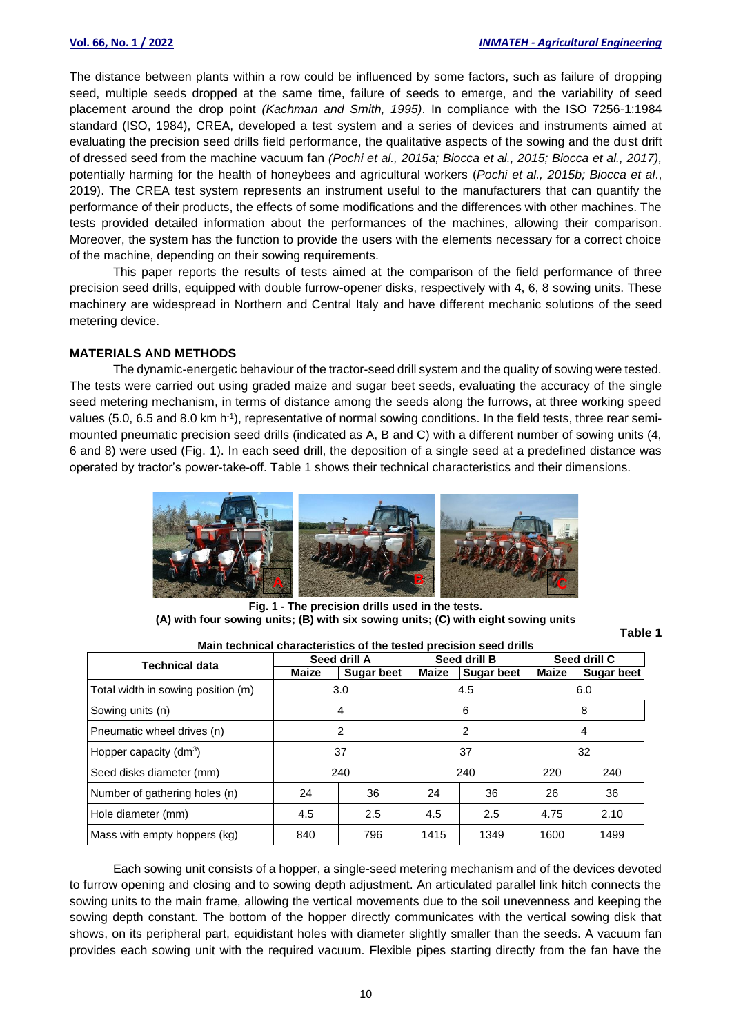The distance between plants within a row could be influenced by some factors, such as failure of dropping seed, multiple seeds dropped at the same time, failure of seeds to emerge, and the variability of seed placement around the drop point *(Kachman and Smith, 1995)*. In compliance with the ISO 7256-1:1984 standard (ISO, 1984), CREA, developed a test system and a series of devices and instruments aimed at evaluating the precision seed drills field performance, the qualitative aspects of the sowing and the dust drift of dressed seed from the machine vacuum fan *(Pochi et al., 2015a; Biocca et al., 2015; Biocca et al., 2017),* potentially harming for the health of honeybees and agricultural workers (*Pochi et al., 2015b; Biocca et al*., 2019). The CREA test system represents an instrument useful to the manufacturers that can quantify the performance of their products, the effects of some modifications and the differences with other machines. The tests provided detailed information about the performances of the machines, allowing their comparison. Moreover, the system has the function to provide the users with the elements necessary for a correct choice of the machine, depending on their sowing requirements.

This paper reports the results of tests aimed at the comparison of the field performance of three precision seed drills, equipped with double furrow-opener disks, respectively with 4, 6, 8 sowing units. These machinery are widespread in Northern and Central Italy and have different mechanic solutions of the seed metering device.

## MATERIALS AND METHODS

The dynamic-energetic behaviour of the tractor-seed drill system and the quality of sowing were tested. The tests were carried out using graded maize and sugar beet seeds, evaluating the accuracy of the single seed metering mechanism, in terms of distance among the seeds along the furrows, at three working speed values (5.0, 6.5 and 8.0 km h$^{-1}$), representative of normal sowing conditions. In the field tests, three rear semi-mounted pneumatic precision seed drills (indicated as A, B and C) with a different number of sowing units (4, 6 and 8) were used (Fig. 1). In each seed drill, the deposition of a single seed at a predefined distance was operated by tractor's power-take-off. Table 1 shows their technical characteristics and their dimensions.

**Fig. 1 - The precision drills used in the tests.**
**(A) with four sowing units; (B) with six sowing units; (C) with eight sowing units**

**Table 1**

**Main technical characteristics of the tested precision seed drills**

| Technical data | Seed drill A | | Seed drill B | | Seed drill C | |
|---|---|---|---|---|---|---|
| | Maize | Sugar beet | Maize | Sugar beet | Maize | Sugar beet |
| Total width in sowing position (m) | 3.0 | | 4.5 | | 6.0 | |
| Sowing units (n) | 4 | | 6 | | 8 | |
| Pneumatic wheel drives (n) | 2 | | 2 | | 4 | |
| Hopper capacity (dm$^3$) | 37 | | 37 | | 32 | |
| Seed disks diameter (mm) | 240 | | 240 | | 220 | 240 |
| Number of gathering holes (n) | 24 | 36 | 24 | 36 | 26 | 36 |
| Hole diameter (mm) | 4.5 | 2.5 | 4.5 | 2.5 | 4.75 | 2.10 |
| Mass with empty hoppers (kg) | 840 | 796 | 1415 | 1349 | 1600 | 1499 |

Each sowing unit consists of a hopper, a single-seed metering mechanism and of the devices devoted to furrow opening and closing and to sowing depth adjustment. An articulated parallel link hitch connects the sowing units to the main frame, allowing the vertical movements due to the soil unevenness and keeping the sowing depth constant. The bottom of the hopper directly communicates with the vertical sowing disk that shows, on its peripheral part, equidistant holes with diameter slightly smaller than the seeds. A vacuum fan provides each sowing unit with the required vacuum. Flexible pipes starting directly from the fan have the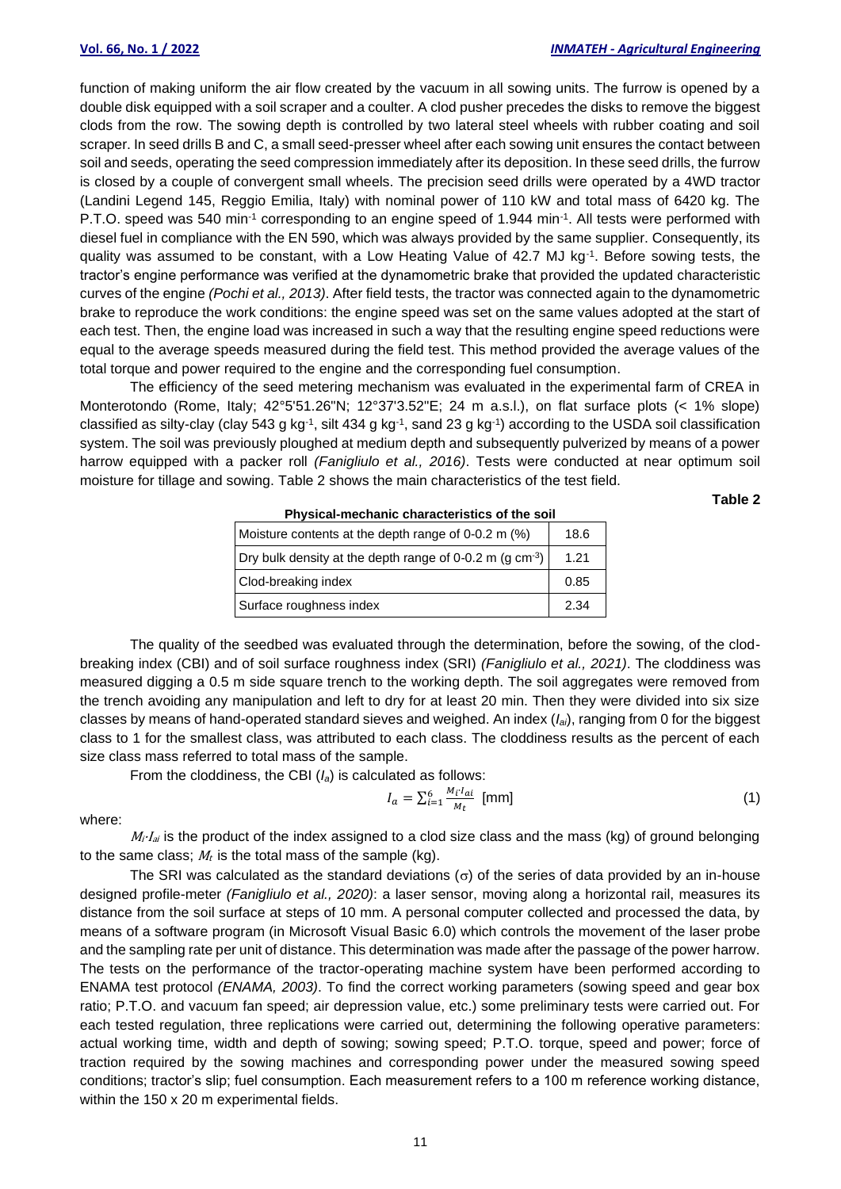function of making uniform the air flow created by the vacuum in all sowing units. The furrow is opened by a double disk equipped with a soil scraper and a coulter. A clod pusher precedes the disks to remove the biggest clods from the row. The sowing depth is controlled by two lateral steel wheels with rubber coating and soil scraper. In seed drills B and C, a small seed-presser wheel after each sowing unit ensures the contact between soil and seeds, operating the seed compression immediately after its deposition. In these seed drills, the furrow is closed by a couple of convergent small wheels. The precision seed drills were operated by a 4WD tractor (Landini Legend 145, Reggio Emilia, Italy) with nominal power of 110 kW and total mass of 6420 kg. The P.T.O. speed was 540 min$^{-1}$ corresponding to an engine speed of 1.944 min$^{-1}$. All tests were performed with diesel fuel in compliance with the EN 590, which was always provided by the same supplier. Consequently, its quality was assumed to be constant, with a Low Heating Value of 42.7 MJ kg$^{-1}$. Before sowing tests, the tractor's engine performance was verified at the dynamometric brake that provided the updated characteristic curves of the engine *(Pochi et al., 2013)*. After field tests, the tractor was connected again to the dynamometric brake to reproduce the work conditions: the engine speed was set on the same values adopted at the start of each test. Then, the engine load was increased in such a way that the resulting engine speed reductions were equal to the average speeds measured during the field test. This method provided the average values of the total torque and power required to the engine and the corresponding fuel consumption.

The efficiency of the seed metering mechanism was evaluated in the experimental farm of CREA in Monterotondo (Rome, Italy; 42°5'51.26"N; 12°37'3.52"E; 24 m a.s.l.), on flat surface plots (< 1% slope) classified as silty-clay (clay 543 g kg$^{-1}$, silt 434 g kg$^{-1}$, sand 23 g kg$^{-1}$) according to the USDA soil classification system. The soil was previously ploughed at medium depth and subsequently pulverized by means of a power harrow equipped with a packer roll *(Fanigliulo et al., 2016)*. Tests were conducted at near optimum soil moisture for tillage and sowing. Table 2 shows the main characteristics of the test field.

**Table 2**

**Physical-mechanic characteristics of the soil**

| Characteristic | Value |
|---|---|
| Moisture contents at the depth range of 0-0.2 m (%) | 18.6 |
| Dry bulk density at the depth range of 0-0.2 m (g cm$^{-3}$) | 1.21 |
| Clod-breaking index | 0.85 |
| Surface roughness index | 2.34 |

The quality of the seedbed was evaluated through the determination, before the sowing, of the clod-breaking index (CBI) and of soil surface roughness index (SRI) *(Fanigliulo et al., 2021)*. The cloddiness was measured digging a 0.5 m side square trench to the working depth. The soil aggregates were removed from the trench avoiding any manipulation and left to dry for at least 20 min. Then they were divided into six size classes by means of hand-operated standard sieves and weighed. An index ($I_{ai}$), ranging from 0 for the biggest class to 1 for the smallest class, was attributed to each class. The cloddiness results as the percent of each size class mass referred to total mass of the sample.

From the cloddiness, the CBI ($I_a$) is calculated as follows:

$$I_a = \sum_{i=1}^{6} \frac{M_i \cdot I_{ai}}{M_t} \text{ [mm]} \tag{1}$$

where:

$M_i \cdot I_{ai}$ is the product of the index assigned to a clod size class and the mass (kg) of ground belonging to the same class; $M_t$ is the total mass of the sample (kg).

The SRI was calculated as the standard deviations (σ) of the series of data provided by an in-house designed profile-meter *(Fanigliulo et al., 2020)*: a laser sensor, moving along a horizontal rail, measures its distance from the soil surface at steps of 10 mm. A personal computer collected and processed the data, by means of a software program (in Microsoft Visual Basic 6.0) which controls the movement of the laser probe and the sampling rate per unit of distance. This determination was made after the passage of the power harrow. The tests on the performance of the tractor-operating machine system have been performed according to ENAMA test protocol *(ENAMA, 2003)*. To find the correct working parameters (sowing speed and gear box ratio; P.T.O. and vacuum fan speed; air depression value, etc.) some preliminary tests were carried out. For each tested regulation, three replications were carried out, determining the following operative parameters: actual working time, width and depth of sowing; sowing speed; P.T.O. torque, speed and power; force of traction required by the sowing machines and corresponding power under the measured sowing speed conditions; tractor's slip; fuel consumption. Each measurement refers to a 100 m reference working distance, within the 150 x 20 m experimental fields.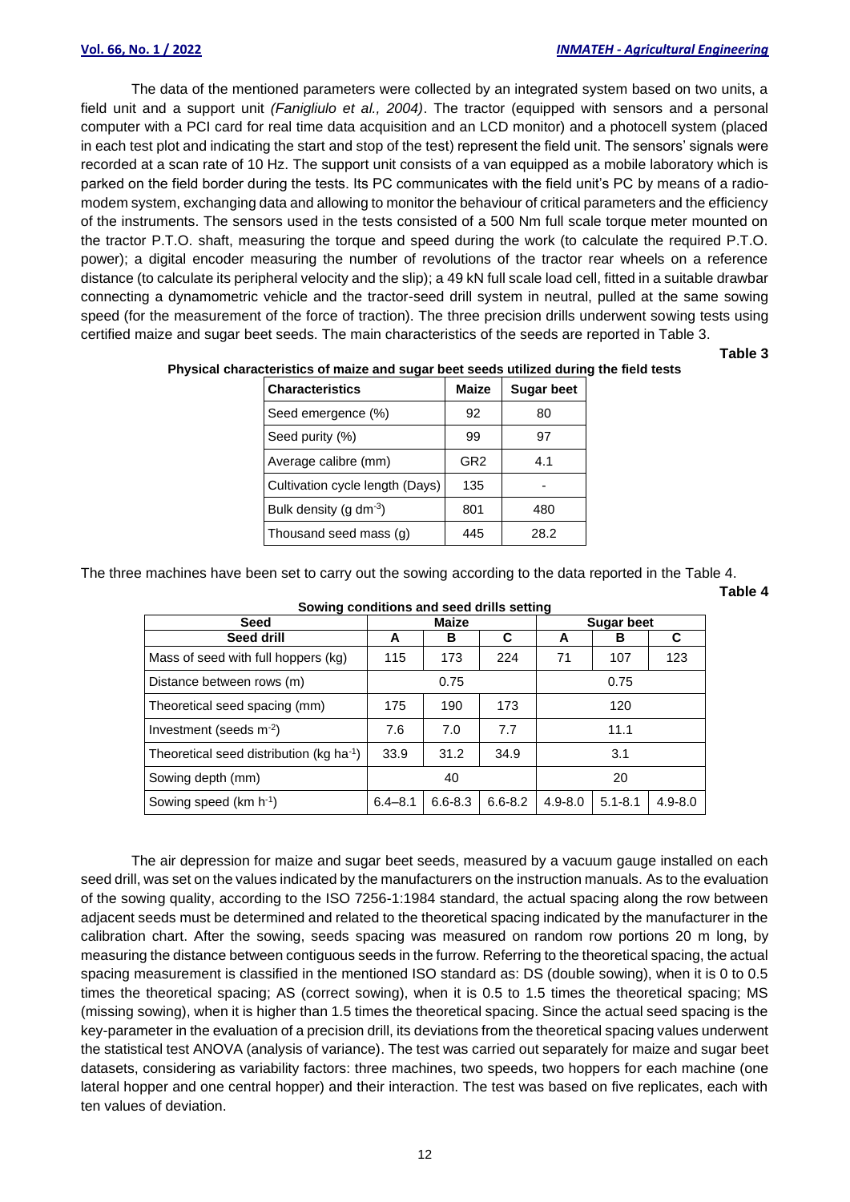The data of the mentioned parameters were collected by an integrated system based on two units, a field unit and a support unit *(Fanigliulo et al., 2004)*. The tractor (equipped with sensors and a personal computer with a PCI card for real time data acquisition and an LCD monitor) and a photocell system (placed in each test plot and indicating the start and stop of the test) represent the field unit. The sensors' signals were recorded at a scan rate of 10 Hz. The support unit consists of a van equipped as a mobile laboratory which is parked on the field border during the tests. Its PC communicates with the field unit's PC by means of a radio-modem system, exchanging data and allowing to monitor the behaviour of critical parameters and the efficiency of the instruments. The sensors used in the tests consisted of a 500 Nm full scale torque meter mounted on the tractor P.T.O. shaft, measuring the torque and speed during the work (to calculate the required P.T.O. power); a digital encoder measuring the number of revolutions of the tractor rear wheels on a reference distance (to calculate its peripheral velocity and the slip); a 49 kN full scale load cell, fitted in a suitable drawbar connecting a dynamometric vehicle and the tractor-seed drill system in neutral, pulled at the same sowing speed (for the measurement of the force of traction). The three precision drills underwent sowing tests using certified maize and sugar beet seeds. The main characteristics of the seeds are reported in Table 3.

**Table 3**

**Physical characteristics of maize and sugar beet seeds utilized during the field tests**

| Characteristics | Maize | Sugar beet |
|---|---|---|
| Seed emergence (%) | 92 | 80 |
| Seed purity (%) | 99 | 97 |
| Average calibre (mm) | GR2 | 4.1 |
| Cultivation cycle length (Days) | 135 | - |
| Bulk density (g dm$^{-3}$) | 801 | 480 |
| Thousand seed mass (g) | 445 | 28.2 |

The three machines have been set to carry out the sowing according to the data reported in the Table 4.

**Table 4**

**Sowing conditions and seed drills setting**

| Seed | Maize | | | Sugar beet | | |
|---|---|---|---|---|---|---|
| Seed drill | A | B | C | A | B | C |
| Mass of seed with full hoppers (kg) | 115 | 173 | 224 | 71 | 107 | 123 |
| Distance between rows (m) | 0.75 | | | 0.75 | | |
| Theoretical seed spacing (mm) | 175 | 190 | 173 | 120 | | |
| Investment (seeds m$^{-2}$) | 7.6 | 7.0 | 7.7 | 11.1 | | |
| Theoretical seed distribution (kg ha$^{-1}$) | 33.9 | 31.2 | 34.9 | 3.1 | | |
| Sowing depth (mm) | 40 | | | 20 | | |
| Sowing speed (km h$^{-1}$) | 6.4–8.1 | 6.6-8.3 | 6.6-8.2 | 4.9-8.0 | 5.1-8.1 | 4.9-8.0 |

The air depression for maize and sugar beet seeds, measured by a vacuum gauge installed on each seed drill, was set on the values indicated by the manufacturers on the instruction manuals. As to the evaluation of the sowing quality, according to the ISO 7256-1:1984 standard, the actual spacing along the row between adjacent seeds must be determined and related to the theoretical spacing indicated by the manufacturer in the calibration chart. After the sowing, seeds spacing was measured on random row portions 20 m long, by measuring the distance between contiguous seeds in the furrow. Referring to the theoretical spacing, the actual spacing measurement is classified in the mentioned ISO standard as: DS (double sowing), when it is 0 to 0.5 times the theoretical spacing; AS (correct sowing), when it is 0.5 to 1.5 times the theoretical spacing; MS (missing sowing), when it is higher than 1.5 times the theoretical spacing. Since the actual seed spacing is the key-parameter in the evaluation of a precision drill, its deviations from the theoretical spacing values underwent the statistical test ANOVA (analysis of variance). The test was carried out separately for maize and sugar beet datasets, considering as variability factors: three machines, two speeds, two hoppers for each machine (one lateral hopper and one central hopper) and their interaction. The test was based on five replicates, each with ten values of deviation.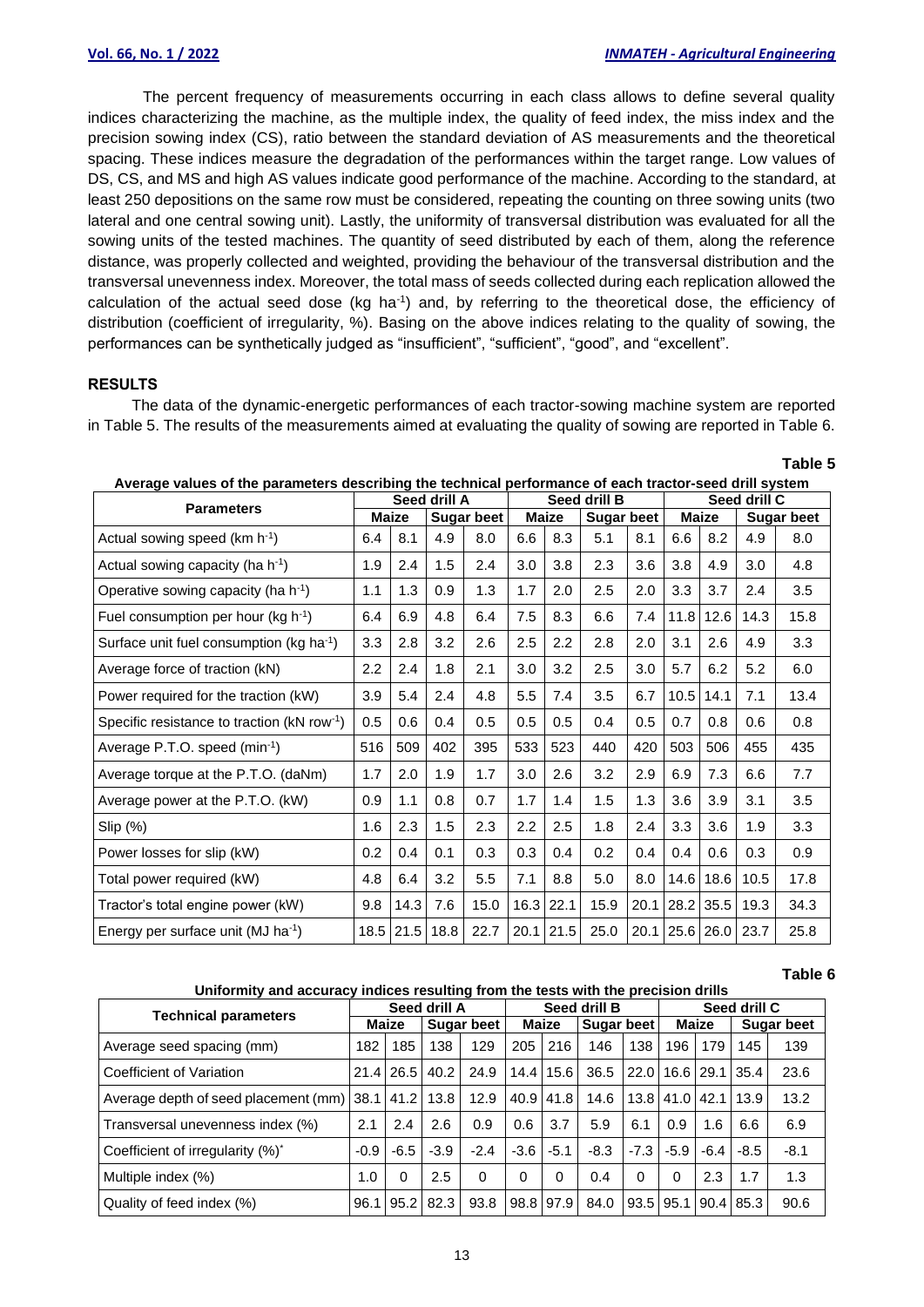The percent frequency of measurements occurring in each class allows to define several quality indices characterizing the machine, as the multiple index, the quality of feed index, the miss index and the precision sowing index (CS), ratio between the standard deviation of AS measurements and the theoretical spacing. These indices measure the degradation of the performances within the target range. Low values of DS, CS, and MS and high AS values indicate good performance of the machine. According to the standard, at least 250 depositions on the same row must be considered, repeating the counting on three sowing units (two lateral and one central sowing unit). Lastly, the uniformity of transversal distribution was evaluated for all the sowing units of the tested machines. The quantity of seed distributed by each of them, along the reference distance, was properly collected and weighted, providing the behaviour of the transversal distribution and the transversal unevenness index. Moreover, the total mass of seeds collected during each replication allowed the calculation of the actual seed dose (kg ha$^{-1}$) and, by referring to the theoretical dose, the efficiency of distribution (coefficient of irregularity, %). Basing on the above indices relating to the quality of sowing, the performances can be synthetically judged as "insufficient", "sufficient", "good", and "excellent".

## RESULTS

The data of the dynamic-energetic performances of each tractor-sowing machine system are reported in Table 5. The results of the measurements aimed at evaluating the quality of sowing are reported in Table 6.

**Table 5**

**Average values of the parameters describing the technical performance of each tractor-seed drill system**

| Parameters | Seed drill A | | | | Seed drill B | | | | Seed drill C | | | |
|---|---|---|---|---|---|---|---|---|---|---|---|---|
| | Maize | | Sugar beet | | Maize | | Sugar beet | | Maize | | Sugar beet | |
| Actual sowing speed (km h$^{-1}$) | 6.4 | 8.1 | 4.9 | 8.0 | 6.6 | 8.3 | 5.1 | 8.1 | 6.6 | 8.2 | 4.9 | 8.0 |
| Actual sowing capacity (ha h$^{-1}$) | 1.9 | 2.4 | 1.5 | 2.4 | 3.0 | 3.8 | 2.3 | 3.6 | 3.8 | 4.9 | 3.0 | 4.8 |
| Operative sowing capacity (ha h$^{-1}$) | 1.1 | 1.3 | 0.9 | 1.3 | 1.7 | 2.0 | 2.5 | 2.0 | 3.3 | 3.7 | 2.4 | 3.5 |
| Fuel consumption per hour (kg h$^{-1}$) | 6.4 | 6.9 | 4.8 | 6.4 | 7.5 | 8.3 | 6.6 | 7.4 | 11.8 | 12.6 | 14.3 | 15.8 |
| Surface unit fuel consumption (kg ha$^{-1}$) | 3.3 | 2.8 | 3.2 | 2.6 | 2.5 | 2.2 | 2.8 | 2.0 | 3.1 | 2.6 | 4.9 | 3.3 |
| Average force of traction (kN) | 2.2 | 2.4 | 1.8 | 2.1 | 3.0 | 3.2 | 2.5 | 3.0 | 5.7 | 6.2 | 5.2 | 6.0 |
| Power required for the traction (kW) | 3.9 | 5.4 | 2.4 | 4.8 | 5.5 | 7.4 | 3.5 | 6.7 | 10.5 | 14.1 | 7.1 | 13.4 |
| Specific resistance to traction (kN row$^{-1}$) | 0.5 | 0.6 | 0.4 | 0.5 | 0.5 | 0.5 | 0.4 | 0.5 | 0.7 | 0.8 | 0.6 | 0.8 |
| Average P.T.O. speed (min$^{-1}$) | 516 | 509 | 402 | 395 | 533 | 523 | 440 | 420 | 503 | 506 | 455 | 435 |
| Average torque at the P.T.O. (daNm) | 1.7 | 2.0 | 1.9 | 1.7 | 3.0 | 2.6 | 3.2 | 2.9 | 6.9 | 7.3 | 6.6 | 7.7 |
| Average power at the P.T.O. (kW) | 0.9 | 1.1 | 0.8 | 0.7 | 1.7 | 1.4 | 1.5 | 1.3 | 3.6 | 3.9 | 3.1 | 3.5 |
| Slip (%) | 1.6 | 2.3 | 1.5 | 2.3 | 2.2 | 2.5 | 1.8 | 2.4 | 3.3 | 3.6 | 1.9 | 3.3 |
| Power losses for slip (kW) | 0.2 | 0.4 | 0.1 | 0.3 | 0.3 | 0.4 | 0.2 | 0.4 | 0.4 | 0.6 | 0.3 | 0.9 |
| Total power required (kW) | 4.8 | 6.4 | 3.2 | 5.5 | 7.1 | 8.8 | 5.0 | 8.0 | 14.6 | 18.6 | 10.5 | 17.8 |
| Tractor's total engine power (kW) | 9.8 | 14.3 | 7.6 | 15.0 | 16.3 | 22.1 | 15.9 | 20.1 | 28.2 | 35.5 | 19.3 | 34.3 |
| Energy per surface unit (MJ ha$^{-1}$) | 18.5 | 21.5 | 18.8 | 22.7 | 20.1 | 21.5 | 25.0 | 20.1 | 25.6 | 26.0 | 23.7 | 25.8 |

**Table 6**

**Uniformity and accuracy indices resulting from the tests with the precision drills**

| Technical parameters | Seed drill A | | | | Seed drill B | | | | Seed drill C | | | |
|---|---|---|---|---|---|---|---|---|---|---|---|---|
| | Maize | | Sugar beet | | Maize | | Sugar beet | | Maize | | Sugar beet | |
| Average seed spacing (mm) | 182 | 185 | 138 | 129 | 205 | 216 | 146 | 138 | 196 | 179 | 145 | 139 |
| Coefficient of Variation | 21.4 | 26.5 | 40.2 | 24.9 | 14.4 | 15.6 | 36.5 | 22.0 | 16.6 | 29.1 | 35.4 | 23.6 |
| Average depth of seed placement (mm) | 38.1 | 41.2 | 13.8 | 12.9 | 40.9 | 41.8 | 14.6 | 13.8 | 41.0 | 42.1 | 13.9 | 13.2 |
| Transversal unevenness index (%) | 2.1 | 2.4 | 2.6 | 0.9 | 0.6 | 3.7 | 5.9 | 6.1 | 0.9 | 1.6 | 6.6 | 6.9 |
| Coefficient of irregularity (%)* | -0.9 | -6.5 | -3.9 | -2.4 | -3.6 | -5.1 | -8.3 | -7.3 | -5.9 | -6.4 | -8.5 | -8.1 |
| Multiple index (%) | 1.0 | 0 | 2.5 | 0 | 0 | 0 | 0.4 | 0 | 0 | 2.3 | 1.7 | 1.3 |
| Quality of feed index (%) | 96.1 | 95.2 | 82.3 | 93.8 | 98.8 | 97.9 | 84.0 | 93.5 | 95.1 | 90.4 | 85.3 | 90.6 |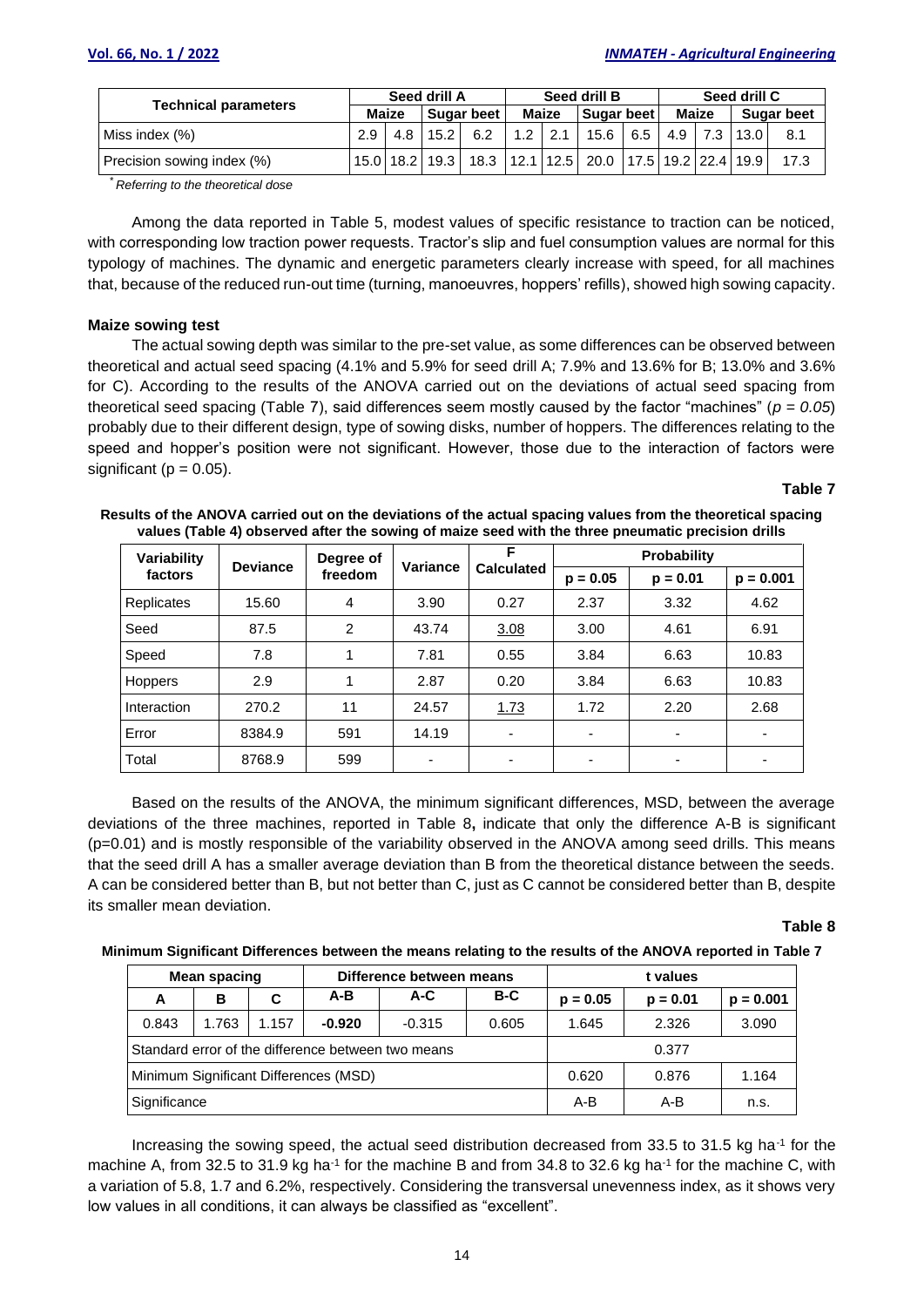| Technical parameters | Seed drill A | | | | Seed drill B | | | | Seed drill C | | | |
|---|---|---|---|---|---|---|---|---|---|---|---|---|
| | Maize | | Sugar beet | | Maize | | Sugar beet | | Maize | | Sugar beet | |
| Miss index (%) | 2.9 | 4.8 | 15.2 | 6.2 | 1.2 | 2.1 | 15.6 | 6.5 | 4.9 | 7.3 | 13.0 | 8.1 |
| Precision sowing index (%) | 15.0 | 18.2 | 19.3 | 18.3 | 12.1 | 12.5 | 20.0 | 17.5 | 19.2 | 22.4 | 19.9 | 17.3 |

*Referring to the theoretical dose*

Among the data reported in Table 5, modest values of specific resistance to traction can be noticed, with corresponding low traction power requests. Tractor's slip and fuel consumption values are normal for this typology of machines. The dynamic and energetic parameters clearly increase with speed, for all machines that, because of the reduced run-out time (turning, manoeuvres, hoppers' refills), showed high sowing capacity.

### Maize sowing test

The actual sowing depth was similar to the pre-set value, as some differences can be observed between theoretical and actual seed spacing (4.1% and 5.9% for seed drill A; 7.9% and 13.6% for B; 13.0% and 3.6% for C). According to the results of the ANOVA carried out on the deviations of actual seed spacing from theoretical seed spacing (Table 7), said differences seem mostly caused by the factor "machines" (*p = 0.05*) probably due to their different design, type of sowing disks, number of hoppers. The differences relating to the speed and hopper's position were not significant. However, those due to the interaction of factors were significant (p = 0.05).

**Table 7**

**Results of the ANOVA carried out on the deviations of the actual spacing values from the theoretical spacing values (Table 4) observed after the sowing of maize seed with the three pneumatic precision drills**

| Variability factors | Deviance | Degree of freedom | Variance | F Calculated | Probability | | |
|---|---|---|---|---|---|---|---|
| | | | | | p = 0.05 | p = 0.01 | p = 0.001 |
| Replicates | 15.60 | 4 | 3.90 | 0.27 | 2.37 | 3.32 | 4.62 |
| Seed | 87.5 | 2 | 43.74 | 3.08 | 3.00 | 4.61 | 6.91 |
| Speed | 7.8 | 1 | 7.81 | 0.55 | 3.84 | 6.63 | 10.83 |
| Hoppers | 2.9 | 1 | 2.87 | 0.20 | 3.84 | 6.63 | 10.83 |
| Interaction | 270.2 | 11 | 24.57 | 1.73 | 1.72 | 2.20 | 2.68 |
| Error | 8384.9 | 591 | 14.19 | - | - | - | - |
| Total | 8768.9 | 599 | - | - | - | - | - |

Based on the results of the ANOVA, the minimum significant differences, MSD, between the average deviations of the three machines, reported in Table 8**,** indicate that only the difference A-B is significant (p=0.01) and is mostly responsible of the variability observed in the ANOVA among seed drills. This means that the seed drill A has a smaller average deviation than B from the theoretical distance between the seeds. A can be considered better than B, but not better than C, just as C cannot be considered better than B, despite its smaller mean deviation.

**Table 8**

**Minimum Significant Differences between the means relating to the results of the ANOVA reported in Table 7**

| Mean spacing | | | Difference between means | | | t values | | |
|---|---|---|---|---|---|---|---|---|
| A | B | C | A-B | A-C | B-C | p = 0.05 | p = 0.01 | p = 0.001 |
| 0.843 | 1.763 | 1.157 | **-0.920** | -0.315 | 0.605 | 1.645 | 2.326 | 3.090 |
| Standard error of the difference between two means | | | | | | 0.377 | | |
| Minimum Significant Differences (MSD) | | | | | | 0.620 | 0.876 | 1.164 |
| Significance | | | | | | A-B | A-B | n.s. |

Increasing the sowing speed, the actual seed distribution decreased from 33.5 to 31.5 kg ha$^{-1}$ for the machine A, from 32.5 to 31.9 kg ha$^{-1}$ for the machine B and from 34.8 to 32.6 kg ha$^{-1}$ for the machine C, with a variation of 5.8, 1.7 and 6.2%, respectively. Considering the transversal unevenness index, as it shows very low values in all conditions, it can always be classified as "excellent".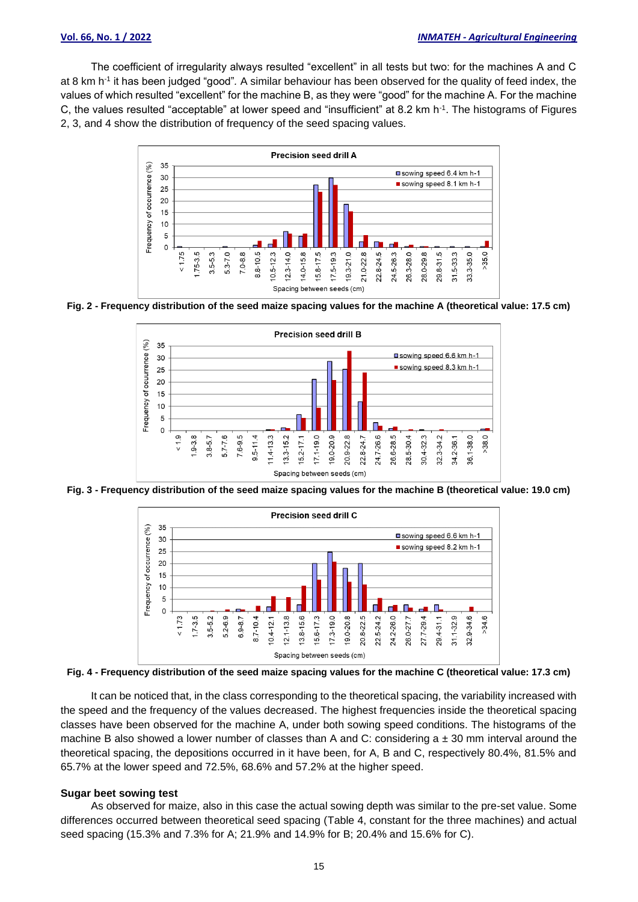The coefficient of irregularity always resulted "excellent" in all tests but two: for the machines A and C at 8 km h[-1] it has been judged "good". A similar behaviour has been observed for the quality of feed index, the values of which resulted "excellent" for the machine B, as they were "good" for the machine A. For the machine C, the values resulted "acceptable" at lower speed and "insufficient" at 8.2 km h[-1]. The histograms of Figures 2, 3, and 4 show the distribution of frequency of the seed spacing values.

**Fig. 2 - Frequency distribution of the seed maize spacing values for the machine A (theoretical value: 17.5 cm)**

**Fig. 3 - Frequency distribution of the seed maize spacing values for the machine B (theoretical value: 19.0 cm)**

**Fig. 4 - Frequency distribution of the seed maize spacing values for the machine C (theoretical value: 17.3 cm)**

It can be noticed that, in the class corresponding to the theoretical spacing, the variability increased with the speed and the frequency of the values decreased. The highest frequencies inside the theoretical spacing classes have been observed for the machine A, under both sowing speed conditions. The histograms of the machine B also showed a lower number of classes than A and C: considering a ± 30 mm interval around the theoretical spacing, the depositions occurred in it have been, for A, B and C, respectively 80.4%, 81.5% and 65.7% at the lower speed and 72.5%, 68.6% and 57.2% at the higher speed.

### Sugar beet sowing test

As observed for maize, also in this case the actual sowing depth was similar to the pre-set value. Some differences occurred between theoretical seed spacing (Table 4, constant for the three machines) and actual seed spacing (15.3% and 7.3% for A; 21.9% and 14.9% for B; 20.4% and 15.6% for C).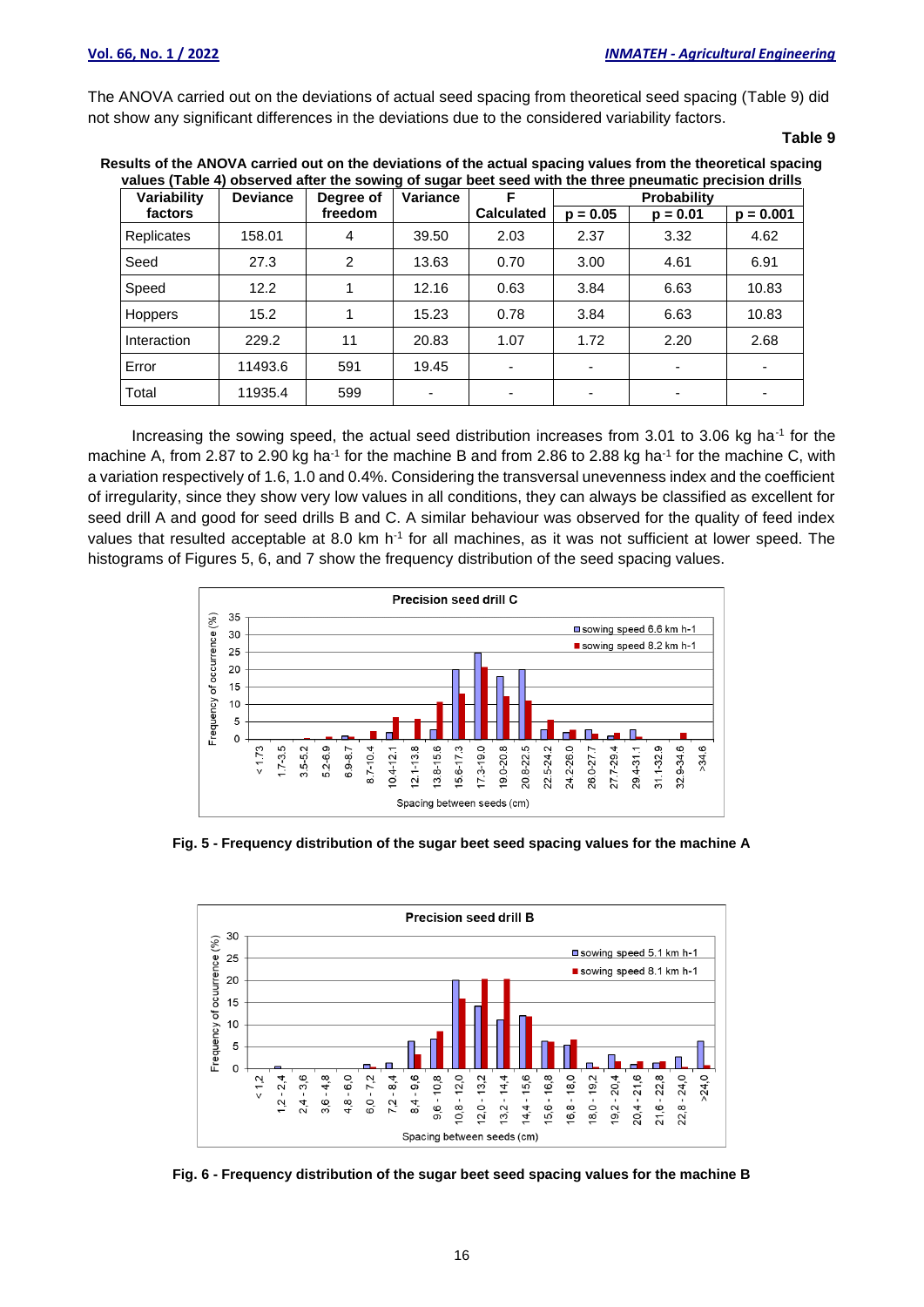The ANOVA carried out on the deviations of actual seed spacing from theoretical seed spacing (Table 9) did not show any significant differences in the deviations due to the considered variability factors.

**Table 9**

**Results of the ANOVA carried out on the deviations of the actual spacing values from the theoretical spacing values (Table 4) observed after the sowing of sugar beet seed with the three pneumatic precision drills**

| Variability factors | Deviance | Degree of freedom | Variance | F Calculated | Probability | | |
|---|---|---|---|---|---|---|---|
| | | | | | p = 0.05 | p = 0.01 | p = 0.001 |
| Replicates | 158.01 | 4 | 39.50 | 2.03 | 2.37 | 3.32 | 4.62 |
| Seed | 27.3 | 2 | 13.63 | 0.70 | 3.00 | 4.61 | 6.91 |
| Speed | 12.2 | 1 | 12.16 | 0.63 | 3.84 | 6.63 | 10.83 |
| Hoppers | 15.2 | 1 | 15.23 | 0.78 | 3.84 | 6.63 | 10.83 |
| Interaction | 229.2 | 11 | 20.83 | 1.07 | 1.72 | 2.20 | 2.68 |
| Error | 11493.6 | 591 | 19.45 | - | - | - | - |
| Total | 11935.4 | 599 | - | - | - | - | - |

Increasing the sowing speed, the actual seed distribution increases from 3.01 to 3.06 kg ha$^{-1}$ for the machine A, from 2.87 to 2.90 kg ha$^{-1}$ for the machine B and from 2.86 to 2.88 kg ha$^{-1}$ for the machine C, with a variation respectively of 1.6, 1.0 and 0.4%. Considering the transversal unevenness index and the coefficient of irregularity, since they show very low values in all conditions, they can always be classified as excellent for seed drill A and good for seed drills B and C. A similar behaviour was observed for the quality of feed index values that resulted acceptable at 8.0 km h$^{-1}$ for all machines, as it was not sufficient at lower speed. The histograms of Figures 5, 6, and 7 show the frequency distribution of the seed spacing values.

**Fig. 5 - Frequency distribution of the sugar beet seed spacing values for the machine A**

**Fig. 6 - Frequency distribution of the sugar beet seed spacing values for the machine B**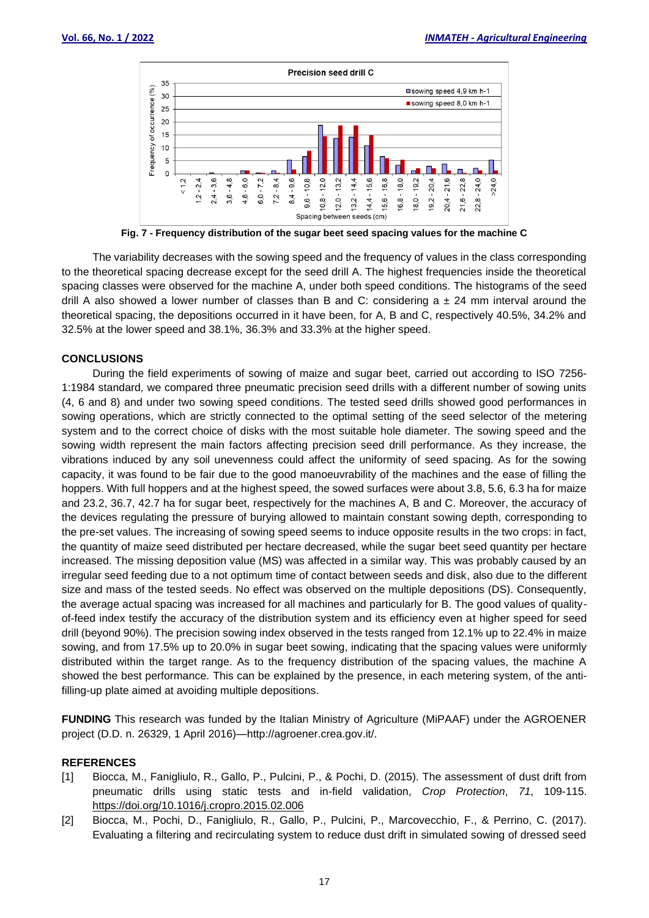Fig. 7 - Frequency distribution of the sugar beet seed spacing values for the machine C

The variability decreases with the sowing speed and the frequency of values in the class corresponding to the theoretical spacing decrease except for the seed drill A. The highest frequencies inside the theoretical spacing classes were observed for the machine A, under both speed conditions. The histograms of the seed drill A also showed a lower number of classes than B and C: considering a ± 24 mm interval around the theoretical spacing, the depositions occurred in it have been, for A, B and C, respectively 40.5%, 34.2% and 32.5% at the lower speed and 38.1%, 36.3% and 33.3% at the higher speed.

## CONCLUSIONS

During the field experiments of sowing of maize and sugar beet, carried out according to ISO 7256-1:1984 standard, we compared three pneumatic precision seed drills with a different number of sowing units (4, 6 and 8) and under two sowing speed conditions. The tested seed drills showed good performances in sowing operations, which are strictly connected to the optimal setting of the seed selector of the metering system and to the correct choice of disks with the most suitable hole diameter. The sowing speed and the sowing width represent the main factors affecting precision seed drill performance. As they increase, the vibrations induced by any soil unevenness could affect the uniformity of seed spacing. As for the sowing capacity, it was found to be fair due to the good manoeuvrability of the machines and the ease of filling the hoppers. With full hoppers and at the highest speed, the sowed surfaces were about 3.8, 5.6, 6.3 ha for maize and 23.2, 36.7, 42.7 ha for sugar beet, respectively for the machines A, B and C. Moreover, the accuracy of the devices regulating the pressure of burying allowed to maintain constant sowing depth, corresponding to the pre-set values. The increasing of sowing speed seems to induce opposite results in the two crops: in fact, the quantity of maize seed distributed per hectare decreased, while the sugar beet seed quantity per hectare increased. The missing deposition value (MS) was affected in a similar way. This was probably caused by an irregular seed feeding due to a not optimum time of contact between seeds and disk, also due to the different size and mass of the tested seeds. No effect was observed on the multiple depositions (DS). Consequently, the average actual spacing was increased for all machines and particularly for B. The good values of quality-of-feed index testify the accuracy of the distribution system and its efficiency even at higher speed for seed drill (beyond 90%). The precision sowing index observed in the tests ranged from 12.1% up to 22.4% in maize sowing, and from 17.5% up to 20.0% in sugar beet sowing, indicating that the spacing values were uniformly distributed within the target range. As to the frequency distribution of the spacing values, the machine A showed the best performance. This can be explained by the presence, in each metering system, of the anti-filling-up plate aimed at avoiding multiple depositions.

**FUNDING** This research was funded by the Italian Ministry of Agriculture (MiPAAF) under the AGROENER project (D.D. n. 26329, 1 April 2016)—http://agroener.crea.gov.it/.

## REFERENCES

[1] Biocca, M., Fanigliulo, R., Gallo, P., Pulcini, P., & Pochi, D. (2015). The assessment of dust drift from pneumatic drills using static tests and in-field validation, *Crop Protection*, *71*, 109-115. https://doi.org/10.1016/j.cropro.2015.02.006

[2] Biocca, M., Pochi, D., Fanigliulo, R., Gallo, P., Pulcini, P., Marcovecchio, F., & Perrino, C. (2017). Evaluating a filtering and recirculating system to reduce dust drift in simulated sowing of dressed seed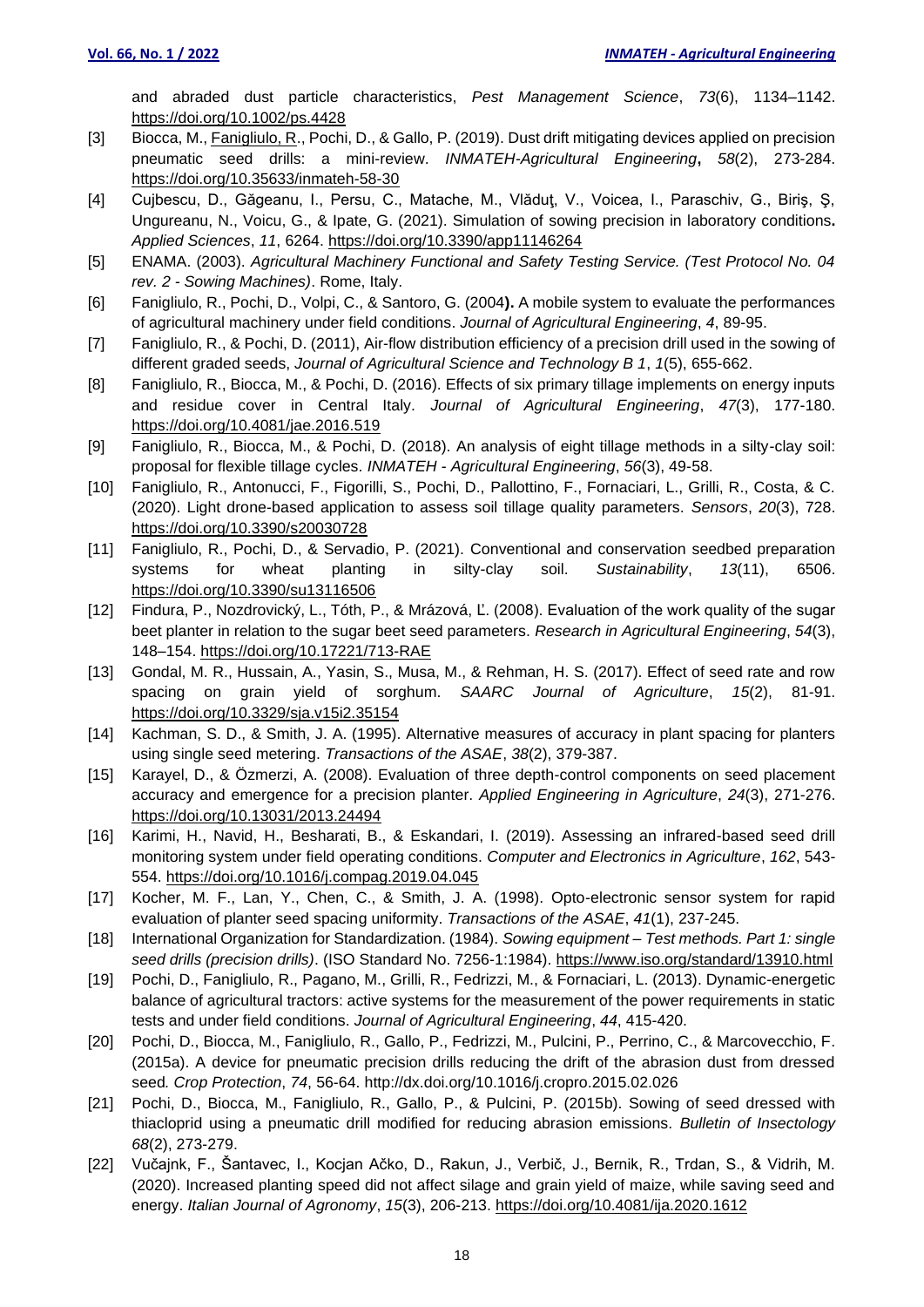and abraded dust particle characteristics, *Pest Management Science*, *73*(6), 1134–1142. https://doi.org/10.1002/ps.4428

[3] Biocca, M., Fanigliulo, R., Pochi, D., & Gallo, P. (2019). Dust drift mitigating devices applied on precision pneumatic seed drills: a mini-review. *INMATEH-Agricultural Engineering*, *58*(2), 273-284. https://doi.org/10.35633/inmateh-58-30

[4] Cujbescu, D., Găgeanu, I., Persu, C., Matache, M., Vlăduţ, V., Voicea, I., Paraschiv, G., Biriş, Ş, Ungureanu, N., Voicu, G., & Ipate, G. (2021). Simulation of sowing precision in laboratory conditions. *Applied Sciences*, *11*, 6264. https://doi.org/10.3390/app11146264

[5] ENAMA. (2003). *Agricultural Machinery Functional and Safety Testing Service. (Test Protocol No. 04 rev. 2 - Sowing Machines)*. Rome, Italy.

[6] Fanigliulo, R., Pochi, D., Volpi, C., & Santoro, G. (2004). A mobile system to evaluate the performances of agricultural machinery under field conditions. *Journal of Agricultural Engineering*, *4*, 89-95.

[7] Fanigliulo, R., & Pochi, D. (2011), Air-flow distribution efficiency of a precision drill used in the sowing of different graded seeds, *Journal of Agricultural Science and Technology B 1*, *1*(5), 655-662.

[8] Fanigliulo, R., Biocca, M., & Pochi, D. (2016). Effects of six primary tillage implements on energy inputs and residue cover in Central Italy. *Journal of Agricultural Engineering*, *47*(3), 177-180. https://doi.org/10.4081/jae.2016.519

[9] Fanigliulo, R., Biocca, M., & Pochi, D. (2018). An analysis of eight tillage methods in a silty-clay soil: proposal for flexible tillage cycles. *INMATEH - Agricultural Engineering*, *56*(3), 49-58.

[10] Fanigliulo, R., Antonucci, F., Figorilli, S., Pochi, D., Pallottino, F., Fornaciari, L., Grilli, R., Costa, & C. (2020). Light drone-based application to assess soil tillage quality parameters. *Sensors*, *20*(3), 728. https://doi.org/10.3390/s20030728

[11] Fanigliulo, R., Pochi, D., & Servadio, P. (2021). Conventional and conservation seedbed preparation systems for wheat planting in silty-clay soil. *Sustainability*, *13*(11), 6506. https://doi.org/10.3390/su13116506

[12] Findura, P., Nozdrovický, L., Tóth, P., & Mrázová, Ľ. (2008). Evaluation of the work quality of the sugar beet planter in relation to the sugar beet seed parameters. *Research in Agricultural Engineering*, *54*(3), 148–154. https://doi.org/10.17221/713-RAE

[13] Gondal, M. R., Hussain, A., Yasin, S., Musa, M., & Rehman, H. S. (2017). Effect of seed rate and row spacing on grain yield of sorghum. *SAARC Journal of Agriculture*, *15*(2), 81-91. https://doi.org/10.3329/sja.v15i2.35154

[14] Kachman, S. D., & Smith, J. A. (1995). Alternative measures of accuracy in plant spacing for planters using single seed metering. *Transactions of the ASAE*, *38*(2), 379-387.

[15] Karayel, D., & Özmerzi, A. (2008). Evaluation of three depth-control components on seed placement accuracy and emergence for a precision planter. *Applied Engineering in Agriculture*, *24*(3), 271-276. https://doi.org/10.13031/2013.24494

[16] Karimi, H., Navid, H., Besharati, B., & Eskandari, I. (2019). Assessing an infrared-based seed drill monitoring system under field operating conditions. *Computer and Electronics in Agriculture*, *162*, 543-554. https://doi.org/10.1016/j.compag.2019.04.045

[17] Kocher, M. F., Lan, Y., Chen, C., & Smith, J. A. (1998). Opto-electronic sensor system for rapid evaluation of planter seed spacing uniformity. *Transactions of the ASAE*, *41*(1), 237-245.

[18] International Organization for Standardization. (1984). *Sowing equipment – Test methods. Part 1: single seed drills (precision drills)*. (ISO Standard No. 7256-1:1984). https://www.iso.org/standard/13910.html

[19] Pochi, D., Fanigliulo, R., Pagano, M., Grilli, R., Fedrizzi, M., & Fornaciari, L. (2013). Dynamic-energetic balance of agricultural tractors: active systems for the measurement of the power requirements in static tests and under field conditions. *Journal of Agricultural Engineering*, *44*, 415-420.

[20] Pochi, D., Biocca, M., Fanigliulo, R., Gallo, P., Fedrizzi, M., Pulcini, P., Perrino, C., & Marcovecchio, F. (2015a). A device for pneumatic precision drills reducing the drift of the abrasion dust from dressed seed. *Crop Protection*, *74*, 56-64. http://dx.doi.org/10.1016/j.cropro.2015.02.026

[21] Pochi, D., Biocca, M., Fanigliulo, R., Gallo, P., & Pulcini, P. (2015b). Sowing of seed dressed with thiacloprid using a pneumatic drill modified for reducing abrasion emissions. *Bulletin of Insectology* *68*(2), 273-279.

[22] Vučajnk, F., Šantavec, I., Kocjan Ačko, D., Rakun, J., Verbič, J., Bernik, R., Trdan, S., & Vidrih, M. (2020). Increased planting speed did not affect silage and grain yield of maize, while saving seed and energy. *Italian Journal of Agronomy*, *15*(3), 206-213. https://doi.org/10.4081/ija.2020.1612